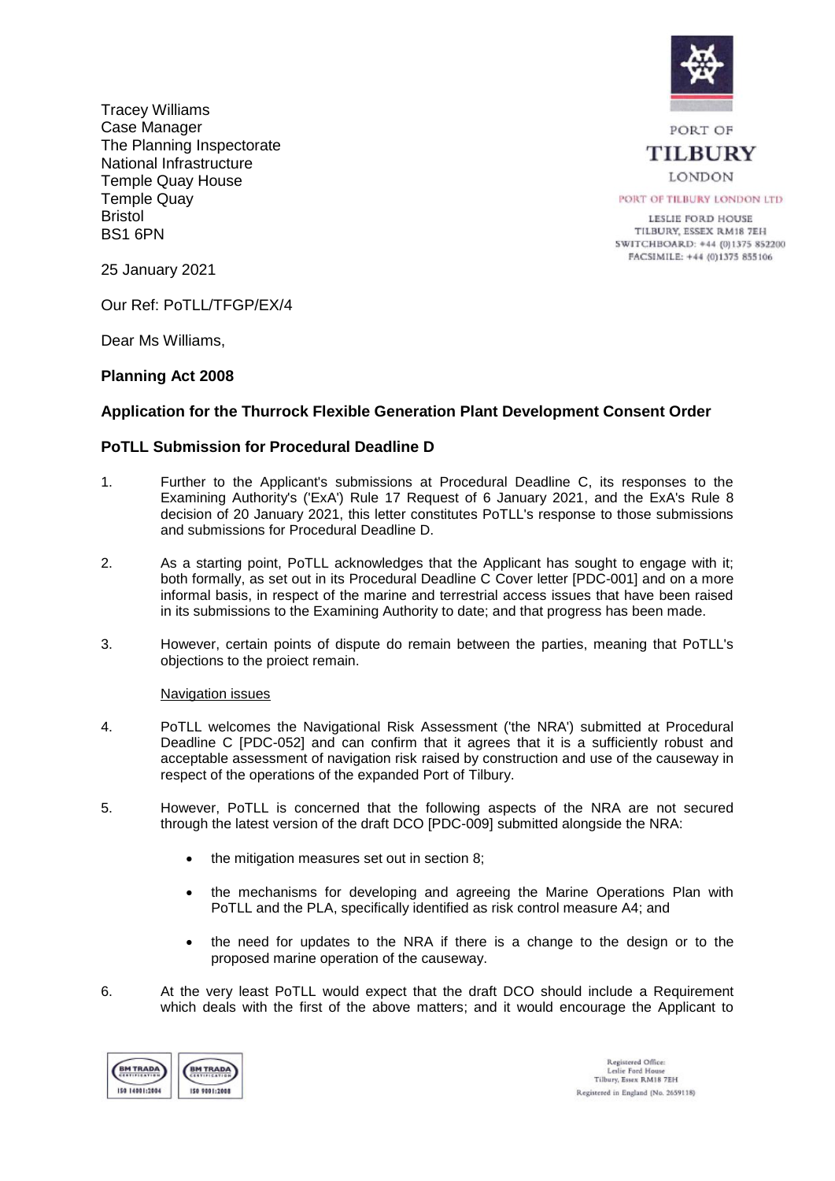Tracey Williams
Case Manager
The Planning Inspectorate
National Infrastructure
Temple Quay House
Temple Quay
Bristol
BS1 6PN

PORT OF
TILBURY
LONDON

PORT OF TILBURY LONDON LTD

LESLIE FORD HOUSE
TILBURY, ESSEX RM18 7EH
SWITCHBOARD: +44 (0)1375 852200
FACSIMILE: +44 (0)1375 855106

25 January 2021

Our Ref: PoTLL/TFGP/EX/4

Dear Ms Williams,

**Planning Act 2008**

**Application for the Thurrock Flexible Generation Plant Development Consent Order**

**PoTLL Submission for Procedural Deadline D**

1. Further to the Applicant's submissions at Procedural Deadline C, its responses to the Examining Authority's ('ExA') Rule 17 Request of 6 January 2021, and the ExA's Rule 8 decision of 20 January 2021, this letter constitutes PoTLL's response to those submissions and submissions for Procedural Deadline D.

2. As a starting point, PoTLL acknowledges that the Applicant has sought to engage with it; both formally, as set out in its Procedural Deadline C Cover letter [PDC-001] and on a more informal basis, in respect of the marine and terrestrial access issues that have been raised in its submissions to the Examining Authority to date; and that progress has been made.

3. However, certain points of dispute do remain between the parties, meaning that PoTLL's objections to the proiect remain.

Navigation issues

4. PoTLL welcomes the Navigational Risk Assessment ('the NRA') submitted at Procedural Deadline C [PDC-052] and can confirm that it agrees that it is a sufficiently robust and acceptable assessment of navigation risk raised by construction and use of the causeway in respect of the operations of the expanded Port of Tilbury.

5. However, PoTLL is concerned that the following aspects of the NRA are not secured through the latest version of the draft DCO [PDC-009] submitted alongside the NRA:

    - the mitigation measures set out in section 8;
    - the mechanisms for developing and agreeing the Marine Operations Plan with PoTLL and the PLA, specifically identified as risk control measure A4; and
    - the need for updates to the NRA if there is a change to the design or to the proposed marine operation of the causeway.

6. At the very least PoTLL would expect that the draft DCO should include a Requirement which deals with the first of the above matters; and it would encourage the Applicant to

BM TRADA ISO 14001:2004 | BM TRADA ISO 9001:2008

Registered Office:
Leslie Ford House
Tilbury, Essex RM18 7EH
Registered in England (No. 2659118)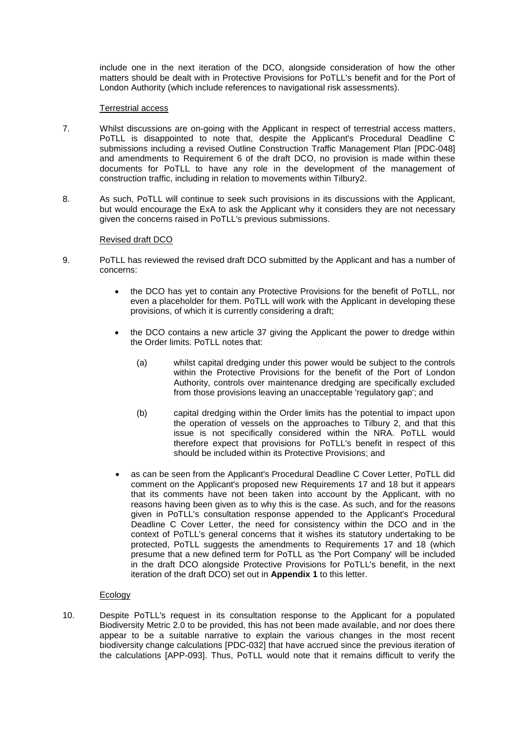include one in the next iteration of the DCO, alongside consideration of how the other matters should be dealt with in Protective Provisions for PoTLL's benefit and for the Port of London Authority (which include references to navigational risk assessments).

Terrestrial access

7. Whilst discussions are on-going with the Applicant in respect of terrestrial access matters, PoTLL is disappointed to note that, despite the Applicant's Procedural Deadline C submissions including a revised Outline Construction Traffic Management Plan [PDC-048] and amendments to Requirement 6 of the draft DCO, no provision is made within these documents for PoTLL to have any role in the development of the management of construction traffic, including in relation to movements within Tilbury2.

8. As such, PoTLL will continue to seek such provisions in its discussions with the Applicant, but would encourage the ExA to ask the Applicant why it considers they are not necessary given the concerns raised in PoTLL's previous submissions.

Revised draft DCO

9. PoTLL has reviewed the revised draft DCO submitted by the Applicant and has a number of concerns:

- the DCO has yet to contain any Protective Provisions for the benefit of PoTLL, nor even a placeholder for them. PoTLL will work with the Applicant in developing these provisions, of which it is currently considering a draft;

- the DCO contains a new article 37 giving the Applicant the power to dredge within the Order limits. PoTLL notes that:

  (a) whilst capital dredging under this power would be subject to the controls within the Protective Provisions for the benefit of the Port of London Authority, controls over maintenance dredging are specifically excluded from those provisions leaving an unacceptable 'regulatory gap'; and

  (b) capital dredging within the Order limits has the potential to impact upon the operation of vessels on the approaches to Tilbury 2, and that this issue is not specifically considered within the NRA. PoTLL would therefore expect that provisions for PoTLL's benefit in respect of this should be included within its Protective Provisions; and

- as can be seen from the Applicant's Procedural Deadline C Cover Letter, PoTLL did comment on the Applicant's proposed new Requirements 17 and 18 but it appears that its comments have not been taken into account by the Applicant, with no reasons having been given as to why this is the case. As such, and for the reasons given in PoTLL's consultation response appended to the Applicant's Procedural Deadline C Cover Letter, the need for consistency within the DCO and in the context of PoTLL's general concerns that it wishes its statutory undertaking to be protected, PoTLL suggests the amendments to Requirements 17 and 18 (which presume that a new defined term for PoTLL as 'the Port Company' will be included in the draft DCO alongside Protective Provisions for PoTLL's benefit, in the next iteration of the draft DCO) set out in **Appendix 1** to this letter.

Ecology

10. Despite PoTLL's request in its consultation response to the Applicant for a populated Biodiversity Metric 2.0 to be provided, this has not been made available, and nor does there appear to be a suitable narrative to explain the various changes in the most recent biodiversity change calculations [PDC-032] that have accrued since the previous iteration of the calculations [APP-093]. Thus, PoTLL would note that it remains difficult to verify the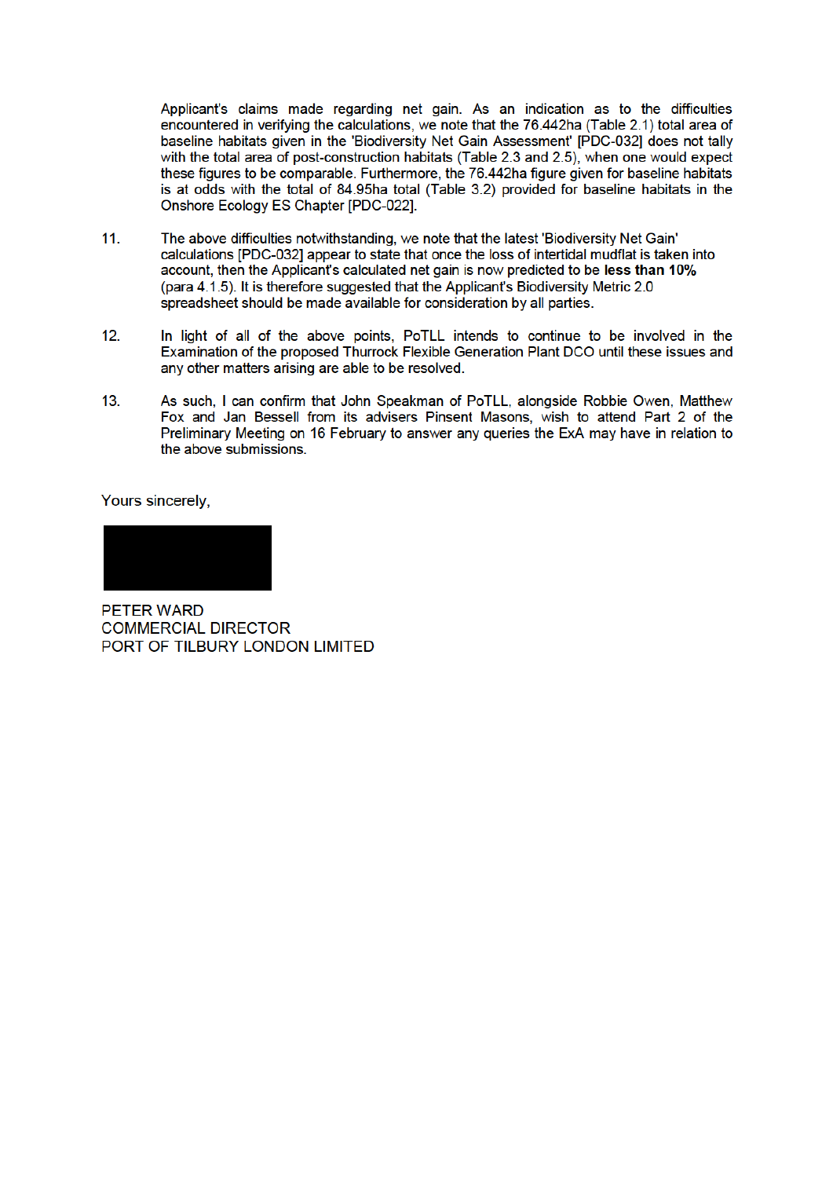Applicant's claims made regarding net gain. As an indication as to the difficulties encountered in verifying the calculations, we note that the 76.442ha (Table 2.1) total area of baseline habitats given in the 'Biodiversity Net Gain Assessment' [PDC-032] does not tally with the total area of post-construction habitats (Table 2.3 and 2.5), when one would expect these figures to be comparable. Furthermore, the 76.442ha figure given for baseline habitats is at odds with the total of 84.95ha total (Table 3.2) provided for baseline habitats in the Onshore Ecology ES Chapter [PDC-022].

11. The above difficulties notwithstanding, we note that the latest 'Biodiversity Net Gain' calculations [PDC-032] appear to state that once the loss of intertidal mudflat is taken into account, then the Applicant's calculated net gain is now predicted to be **less than 10%** (para 4.1.5). It is therefore suggested that the Applicant's Biodiversity Metric 2.0 spreadsheet should be made available for consideration by all parties.

12. In light of all of the above points, PoTLL intends to continue to be involved in the Examination of the proposed Thurrock Flexible Generation Plant DCO until these issues and any other matters arising are able to be resolved.

13. As such, I can confirm that John Speakman of PoTLL, alongside Robbie Owen, Matthew Fox and Jan Bessell from its advisers Pinsent Masons, wish to attend Part 2 of the Preliminary Meeting on 16 February to answer any queries the ExA may have in relation to the above submissions.

Yours sincerely,

PETER WARD
COMMERCIAL DIRECTOR
PORT OF TILBURY LONDON LIMITED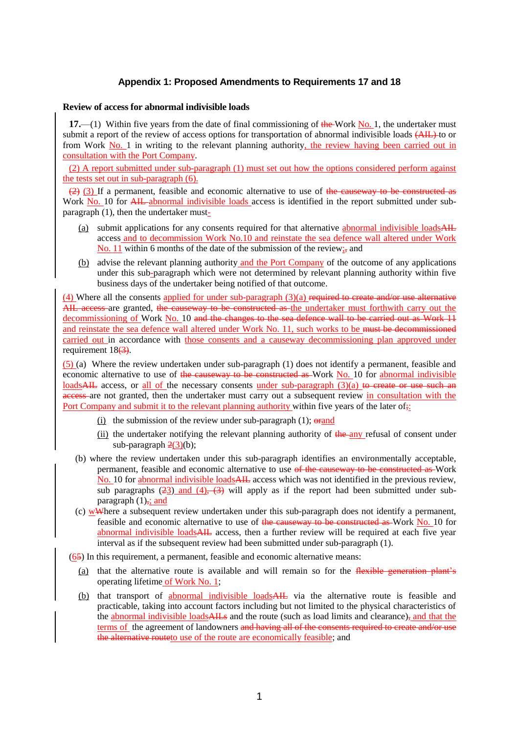## Appendix 1: Proposed Amendments to Requirements 17 and 18

### Review of access for abnormal indivisible loads

**17.**—(1) Within five years from the date of final commissioning of ~~the~~ Work <u>No. </u>1, the undertaker must submit a report of the review of access options for transportation of abnormal indivisible loads ~~(AIL)~~ to or from Work <u>No. </u>1 in writing to the relevant planning authority<u>, the review having been carried out in consultation with the Port Company</u>.

<u>(2) A report submitted under sub-paragraph (1) must set out how the options considered perform against the tests set out in sub-paragraph (6).</u>

~~(2)~~ <u>(3)</u> If a permanent, feasible and economic alternative to use of ~~the causeway to be constructed as~~ Work <u>No. </u>10 for ~~AIL~~ <u>abnormal indivisible loads</u> access is identified in the report submitted under sub-paragraph (1), then the undertaker must<u>-</u>

(a) submit applications for any consents required for that alternative <u>abnormal indivisible loads</u>~~AIL~~ access<u> and to decommission Work No.10 and reinstate the sea defence wall altered under Work No. 11</u> within 6 months of the date of the submission of the review<u>;</u>~~,~~ and

(b) advise the relevant planning authority<u> and the Port Company</u> of the outcome of any applications under this sub<u>-</u>paragraph which were not determined by relevant planning authority within five business days of the undertaker being notified of that outcome.

<u>(4) </u>Where all the consents <u>applied for under sub-paragraph (3)(a)</u> ~~required to create and/or use alternative AIL access~~ are granted, ~~the causeway to be constructed as~~ <u>the undertaker must forthwith carry out the decommissioning of </u>Work <u>No. </u>10 ~~and the changes to the sea defence wall to be carried out as Work 11~~ <u>and reinstate the sea defence wall altered under Work No. 11, such works to be</u> ~~must be decommissioned~~ <u>carried out </u>in accordance with <u>those consents and a causeway decommissioning plan approved under</u> requirement 18~~(3)~~.

<u>(5) </u>(a) Where the review undertaken under sub-paragraph (1) does not identify a permanent, feasible and economic alternative to use of ~~the causeway to be constructed as~~ Work <u>No. </u>10 for <u>abnormal indivisible loads</u>~~AIL~~ access, or <u>all of </u>the necessary consents <u>under sub-paragraph (3)(a)</u> ~~to create or use such an access~~ are not granted, then the undertaker must carry out a subsequent review <u>in consultation with the Port Company and submit it to the relevant planning authority</u> within five years of the later of~~;~~<u>:</u>

(i) the submission of the review under sub-paragraph (1); ~~or~~<u>and</u>

(ii) the undertaker notifying the relevant planning authority of ~~the~~ <u>any</u> refusal of consent under sub-paragraph ~~2~~<u>(3)</u>(b);

(b) where the review undertaken under this sub-paragraph identifies an environmentally acceptable, permanent, feasible and economic alternative to use ~~of the causeway to be constructed as~~ Work <u>No. </u>10 for <u>abnormal indivisible loads</u>~~AIL~~ access which was not identified in the previous review, sub paragraphs (~~2~~<u>3</u>) <u>and (4)</u>~~, (3)~~ will apply as if the report had been submitted under sub-paragraph (1)~~,~~<u>; and</u>

(c) <u>w</u>~~W~~here a subsequent review undertaken under this sub-paragraph does not identify a permanent, feasible and economic alternative to use of ~~the causeway to be constructed as~~ Work <u>No. </u>10 for <u>abnormal indivisible loads</u>~~AIL~~ access, then a further review will be required at each five year interval as if the subsequent review had been submitted under sub-paragraph (1).

(<u>6</u>~~5~~) In this requirement, a permanent, feasible and economic alternative means:

(a) that the alternative route is available and will remain so for the ~~flexible generation plant's~~ operating lifetime<u> of Work No. 1</u>;

(b) that transport of <u>abnormal indivisible loads</u>~~AIL~~ via the alternative route is feasible and practicable, taking into account factors including but not limited to the physical characteristics of the <u>abnormal indivisible loads</u>~~AILs~~ and the route (such as load limits and clearance)~~,~~<u> and that the terms of </u> the agreement of landowners ~~and having all of the consents required to create and/or use the alternative route~~<u>to use of the route are economically feasible</u>; and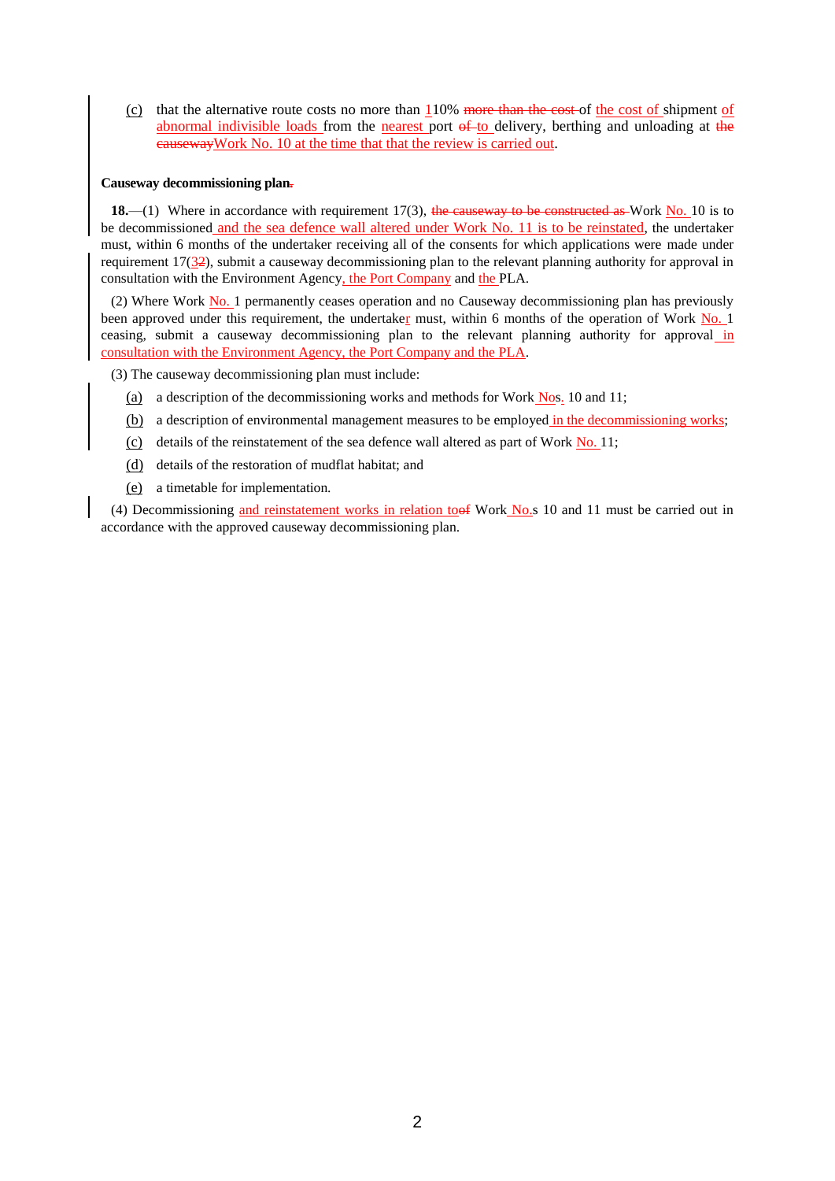(c) that the alternative route costs no more than 110% ~~more than the cost~~ of the cost of shipment of abnormal indivisible loads from the nearest port ~~of~~ to delivery, berthing and unloading at ~~the causeway~~Work No. 10 at the time that that the review is carried out.

**Causeway decommissioning plan~~.~~**

**18.**—(1) Where in accordance with requirement 17(3), ~~the causeway to be constructed as~~ Work No. 10 is to be decommissioned and the sea defence wall altered under Work No. 11 is to be reinstated, the undertaker must, within 6 months of the undertaker receiving all of the consents for which applications were made under requirement 17(3~~2~~), submit a causeway decommissioning plan to the relevant planning authority for approval in consultation with the Environment Agency, the Port Company and the PLA.

(2) Where Work No. 1 permanently ceases operation and no Causeway decommissioning plan has previously been approved under this requirement, the undertaker must, within 6 months of the operation of Work No. 1 ceasing, submit a causeway decommissioning plan to the relevant planning authority for approval in consultation with the Environment Agency, the Port Company and the PLA.

(3) The causeway decommissioning plan must include:

(a) a description of the decommissioning works and methods for Work Nos. 10 and 11;

(b) a description of environmental management measures to be employed in the decommissioning works;

(c) details of the reinstatement of the sea defence wall altered as part of Work No. 11;

(d) details of the restoration of mudflat habitat; and

(e) a timetable for implementation.

(4) Decommissioning and reinstatement works in relation to~~of~~ Work No.s 10 and 11 must be carried out in accordance with the approved causeway decommissioning plan.